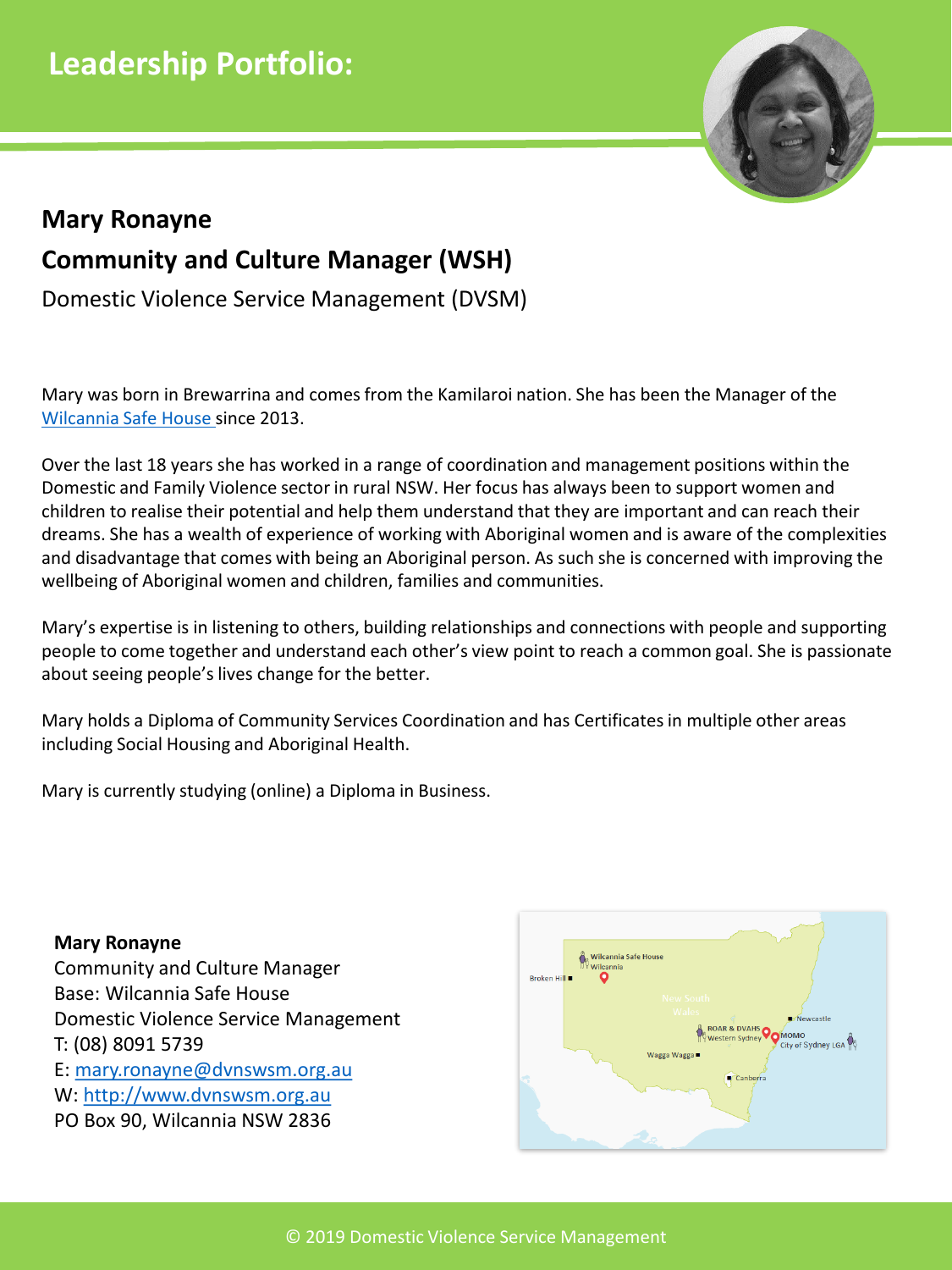# Leadership Portfolio:

## Mary Ronayne

## Community and Culture Manager (WSH)

Domestic Violence Service Management (DVSM)

Mary was born in Brewarrina and comes from the Kamilaroi nation. She has been the Manager of the [Wilcannia Safe House](#) since 2013.

Over the last 18 years she has worked in a range of coordination and management positions within the Domestic and Family Violence sector in rural NSW. Her focus has always been to support women and children to realise their potential and help them understand that they are important and can reach their dreams. She has a wealth of experience of working with Aboriginal women and is aware of the complexities and disadvantage that comes with being an Aboriginal person. As such she is concerned with improving the wellbeing of Aboriginal women and children, families and communities.

Mary's expertise is in listening to others, building relationships and connections with people and supporting people to come together and understand each other's view point to reach a common goal. She is passionate about seeing people's lives change for the better.

Mary holds a Diploma of Community Services Coordination and has Certificates in multiple other areas including Social Housing and Aboriginal Health.

Mary is currently studying (online) a Diploma in Business.

**Mary Ronayne**
Community and Culture Manager
Base: Wilcannia Safe House
Domestic Violence Service Management
T: (08) 8091 5739
E: mary.ronayne@dvnswsm.org.au
W: http://www.dvnswsm.org.au
PO Box 90, Wilcannia NSW 2836

© 2019 Domestic Violence Service Management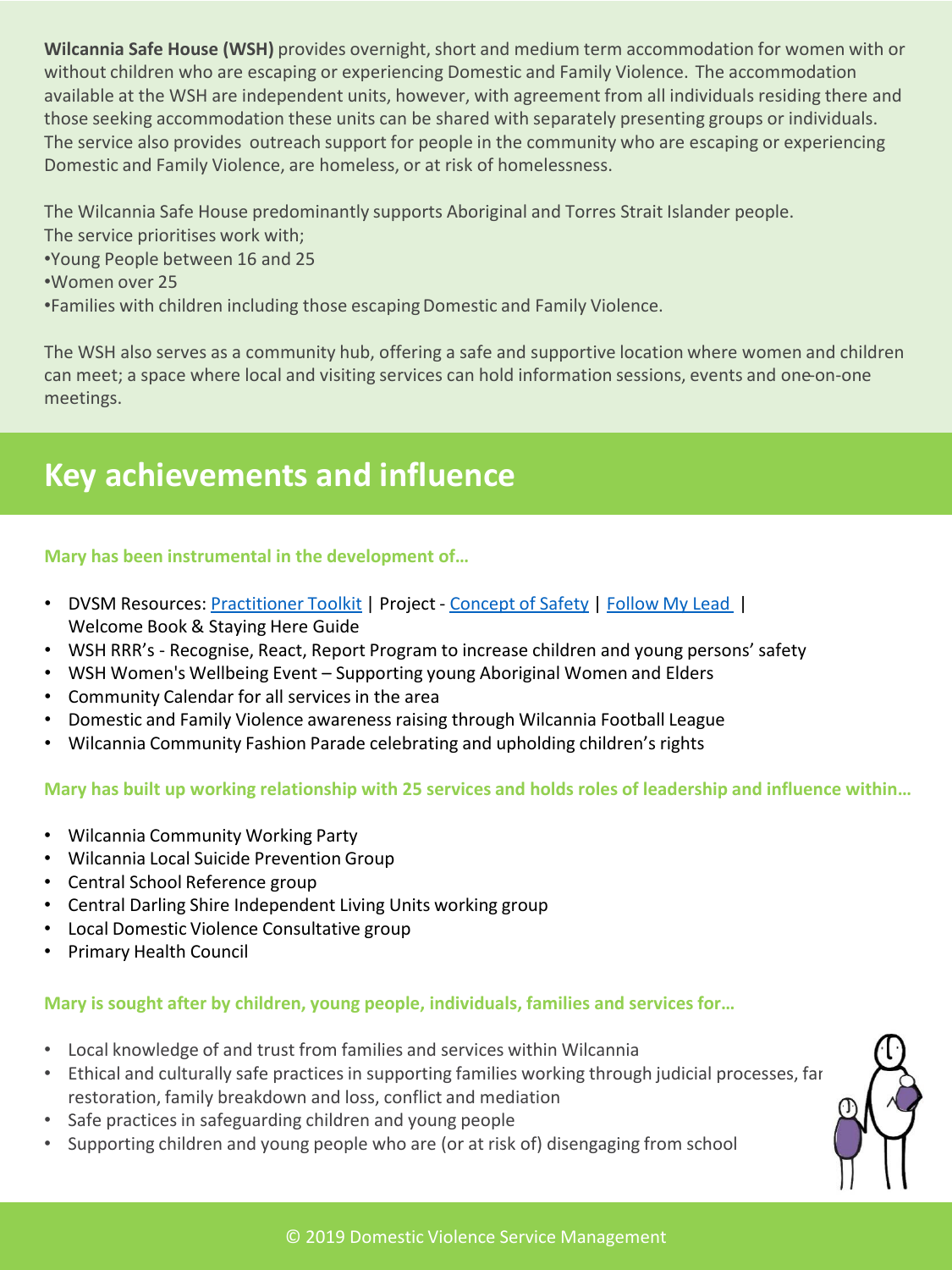**Wilcannia Safe House (WSH)** provides overnight, short and medium term accommodation for women with or without children who are escaping or experiencing Domestic and Family Violence. The accommodation available at the WSH are independent units, however, with agreement from all individuals residing there and those seeking accommodation these units can be shared with separately presenting groups or individuals. The service also provides outreach support for people in the community who are escaping or experiencing Domestic and Family Violence, are homeless, or at risk of homelessness.

The Wilcannia Safe House predominantly supports Aboriginal and Torres Strait Islander people.
The service prioritises work with;

- Young People between 16 and 25
- Women over 25
- Families with children including those escaping Domestic and Family Violence.

The WSH also serves as a community hub, offering a safe and supportive location where women and children can meet; a space where local and visiting services can hold information sessions, events and one-on-one meetings.

## Key achievements and influence

**Mary has been instrumental in the development of…**

- DVSM Resources: Practitioner Toolkit | Project - Concept of Safety | Follow My Lead | Welcome Book & Staying Here Guide
- WSH RRR's - Recognise, React, Report Program to increase children and young persons' safety
- WSH Women's Wellbeing Event – Supporting young Aboriginal Women and Elders
- Community Calendar for all services in the area
- Domestic and Family Violence awareness raising through Wilcannia Football League
- Wilcannia Community Fashion Parade celebrating and upholding children's rights

**Mary has built up working relationship with 25 services and holds roles of leadership and influence within…**

- Wilcannia Community Working Party
- Wilcannia Local Suicide Prevention Group
- Central School Reference group
- Central Darling Shire Independent Living Units working group
- Local Domestic Violence Consultative group
- Primary Health Council

**Mary is sought after by children, young people, individuals, families and services for…**

- Local knowledge of and trust from families and services within Wilcannia
- Ethical and culturally safe practices in supporting families working through judicial processes, far restoration, family breakdown and loss, conflict and mediation
- Safe practices in safeguarding children and young people
- Supporting children and young people who are (or at risk of) disengaging from school

© 2019 Domestic Violence Service Management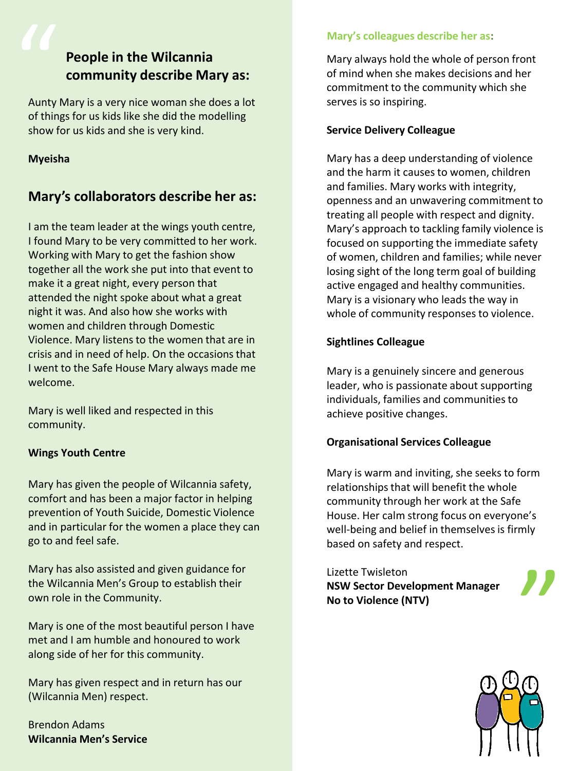## People in the Wilcannia community describe Mary as:

Aunty Mary is a very nice woman she does a lot of things for us kids like she did the modelling show for us kids and she is very kind.

**Myeisha**

## Mary's collaborators describe her as:

I am the team leader at the wings youth centre, I found Mary to be very committed to her work. Working with Mary to get the fashion show together all the work she put into that event to make it a great night, every person that attended the night spoke about what a great night it was. And also how she works with women and children through Domestic Violence. Mary listens to the women that are in crisis and in need of help. On the occasions that I went to the Safe House Mary always made me welcome.

Mary is well liked and respected in this community.

**Wings Youth Centre**

Mary has given the people of Wilcannia safety, comfort and has been a major factor in helping prevention of Youth Suicide, Domestic Violence and in particular for the women a place they can go to and feel safe.

Mary has also assisted and given guidance for the Wilcannia Men's Group to establish their own role in the Community.

Mary is one of the most beautiful person I have met and I am humble and honoured to work along side of her for this community.

Mary has given respect and in return has our (Wilcannia Men) respect.

Brendon Adams
**Wilcannia Men's Service**

**Mary's colleagues describe her as:**

Mary always hold the whole of person front of mind when she makes decisions and her commitment to the community which she serves is so inspiring.

**Service Delivery Colleague**

Mary has a deep understanding of violence and the harm it causes to women, children and families. Mary works with integrity, openness and an unwavering commitment to treating all people with respect and dignity. Mary's approach to tackling family violence is focused on supporting the immediate safety of women, children and families; while never losing sight of the long term goal of building active engaged and healthy communities. Mary is a visionary who leads the way in whole of community responses to violence.

**Sightlines Colleague**

Mary is a genuinely sincere and generous leader, who is passionate about supporting individuals, families and communities to achieve positive changes.

**Organisational Services Colleague**

Mary is warm and inviting, she seeks to form relationships that will benefit the whole community through her work at the Safe House. Her calm strong focus on everyone's well-being and belief in themselves is firmly based on safety and respect.

Lizette Twisleton
**NSW Sector Development Manager**
**No to Violence (NTV)**